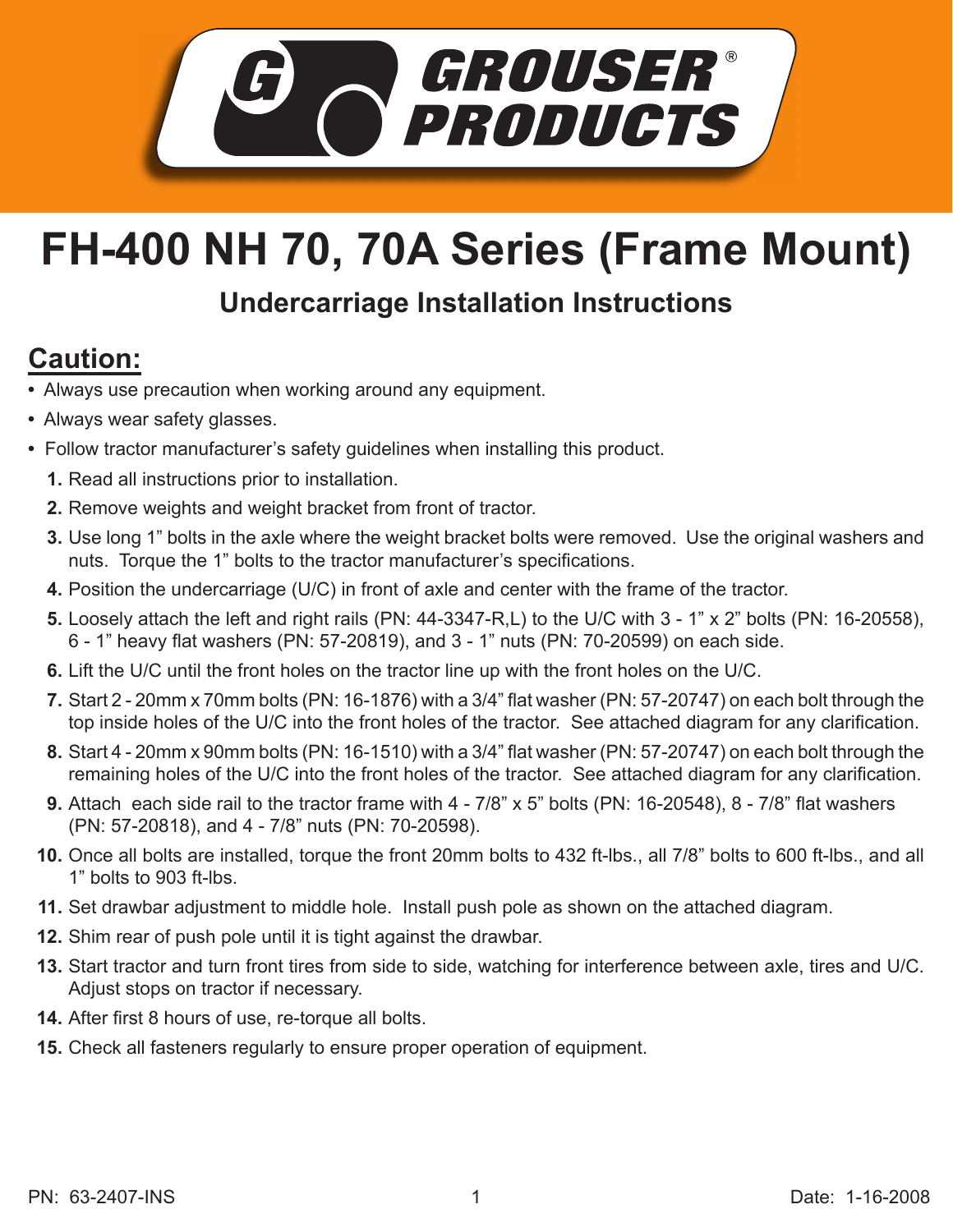# GROUSER® PRODUCTS

# FH-400 NH 70, 70A Series (Frame Mount)

## Undercarriage Installation Instructions

## Caution:

- Always use precaution when working around any equipment.
- Always wear safety glasses.
- Follow tractor manufacturer's safety guidelines when installing this product.

1. Read all instructions prior to installation.
2. Remove weights and weight bracket from front of tractor.
3. Use long 1" bolts in the axle where the weight bracket bolts were removed. Use the original washers and nuts. Torque the 1" bolts to the tractor manufacturer's specifications.
4. Position the undercarriage (U/C) in front of axle and center with the frame of the tractor.
5. Loosely attach the left and right rails (PN: 44-3347-R,L) to the U/C with 3 - 1" x 2" bolts (PN: 16-20558), 6 - 1" heavy flat washers (PN: 57-20819), and 3 - 1" nuts (PN: 70-20599) on each side.
6. Lift the U/C until the front holes on the tractor line up with the front holes on the U/C.
7. Start 2 - 20mm x 70mm bolts (PN: 16-1876) with a 3/4" flat washer (PN: 57-20747) on each bolt through the top inside holes of the U/C into the front holes of the tractor. See attached diagram for any clarification.
8. Start 4 - 20mm x 90mm bolts (PN: 16-1510) with a 3/4" flat washer (PN: 57-20747) on each bolt through the remaining holes of the U/C into the front holes of the tractor. See attached diagram for any clarification.
9. Attach each side rail to the tractor frame with 4 - 7/8" x 5" bolts (PN: 16-20548), 8 - 7/8" flat washers (PN: 57-20818), and 4 - 7/8" nuts (PN: 70-20598).
10. Once all bolts are installed, torque the front 20mm bolts to 432 ft-lbs., all 7/8" bolts to 600 ft-lbs., and all 1" bolts to 903 ft-lbs.
11. Set drawbar adjustment to middle hole. Install push pole as shown on the attached diagram.
12. Shim rear of push pole until it is tight against the drawbar.
13. Start tractor and turn front tires from side to side, watching for interference between axle, tires and U/C. Adjust stops on tractor if necessary.
14. After first 8 hours of use, re-torque all bolts.
15. Check all fasteners regularly to ensure proper operation of equipment.

PN: 63-2407-INS

Date: 1-16-2008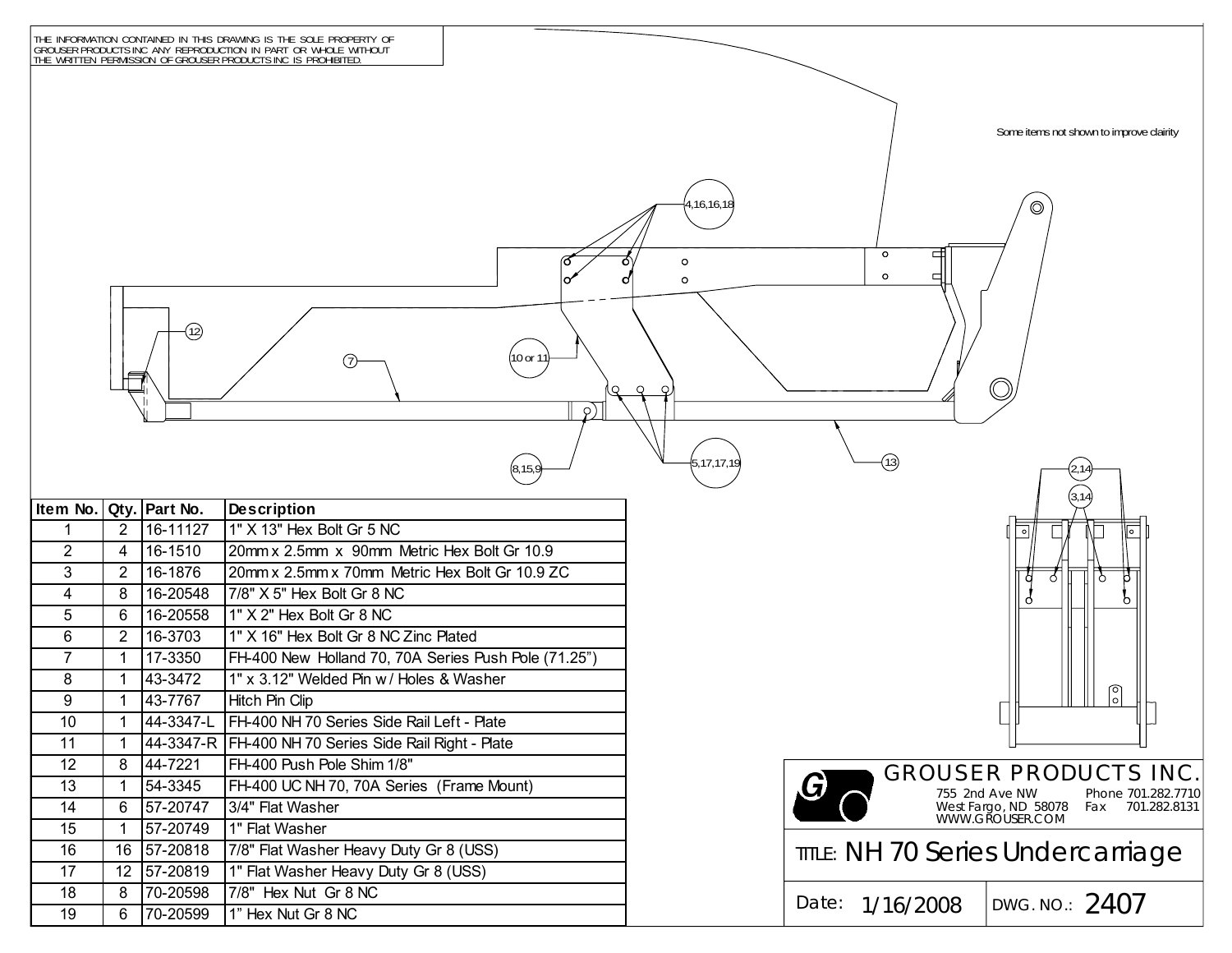THE INFORMATION CONTAINED IN THIS DRAWING IS THE SOLE PROPERTY OF GROUSER PRODUCTS INC ANY REPRODUCTION IN PART OR WHOLE WITHOUT THE WRITTEN PERMISSION OF GROUSER PRODUCTS INC IS PROHIBITED.

Some items not shown to improve clairity

4,16,16,18

12

7

10 or 11

8,15,9

5,17,17,19

13

2,14

3,14

| Item No. | Qty. | Part No. | Description |
|---|---|---|---|
| 1 | 2 | 16-11127 | 1" X 13" Hex Bolt Gr 5 NC |
| 2 | 4 | 16-1510 | 20mm x 2.5mm x 90mm Metric Hex Bolt Gr 10.9 |
| 3 | 2 | 16-1876 | 20mm x 2.5mm x 70mm Metric Hex Bolt Gr 10.9 ZC |
| 4 | 8 | 16-20548 | 7/8" X 5" Hex Bolt Gr 8 NC |
| 5 | 6 | 16-20558 | 1" X 2" Hex Bolt Gr 8 NC |
| 6 | 2 | 16-3703 | 1" X 16" Hex Bolt Gr 8 NC Zinc Plated |
| 7 | 1 | 17-3350 | FH-400 New Holland 70, 70A Series Push Pole (71.25") |
| 8 | 1 | 43-3472 | 1" x 3.12" Welded Pin w / Holes & Washer |
| 9 | 1 | 43-7767 | Hitch Pin Clip |
| 10 | 1 | 44-3347-L | FH-400 NH 70 Series Side Rail Left - Plate |
| 11 | 1 | 44-3347-R | FH-400 NH 70 Series Side Rail Right - Plate |
| 12 | 8 | 44-7221 | FH-400 Push Pole Shim 1/8" |
| 13 | 1 | 54-3345 | FH-400 UC NH 70, 70A Series (Frame Mount) |
| 14 | 6 | 57-20747 | 3/4" Flat Washer |
| 15 | 1 | 57-20749 | 1" Flat Washer |
| 16 | 16 | 57-20818 | 7/8" Flat Washer Heavy Duty Gr 8 (USS) |
| 17 | 12 | 57-20819 | 1" Flat Washer Heavy Duty Gr 8 (USS) |
| 18 | 8 | 70-20598 | 7/8" Hex Nut Gr 8 NC |
| 19 | 6 | 70-20599 | 1" Hex Nut Gr 8 NC |

GROUSER PRODUCTS INC.
755 2nd Ave NW
West Fargo, ND 58078
WWW.GROUSER.COM
Phone 701.282.7710
Fax 701.282.8131

TITLE: NH 70 Series Undercarriage

Date: 1/16/2008

DWG. NO.: 2407